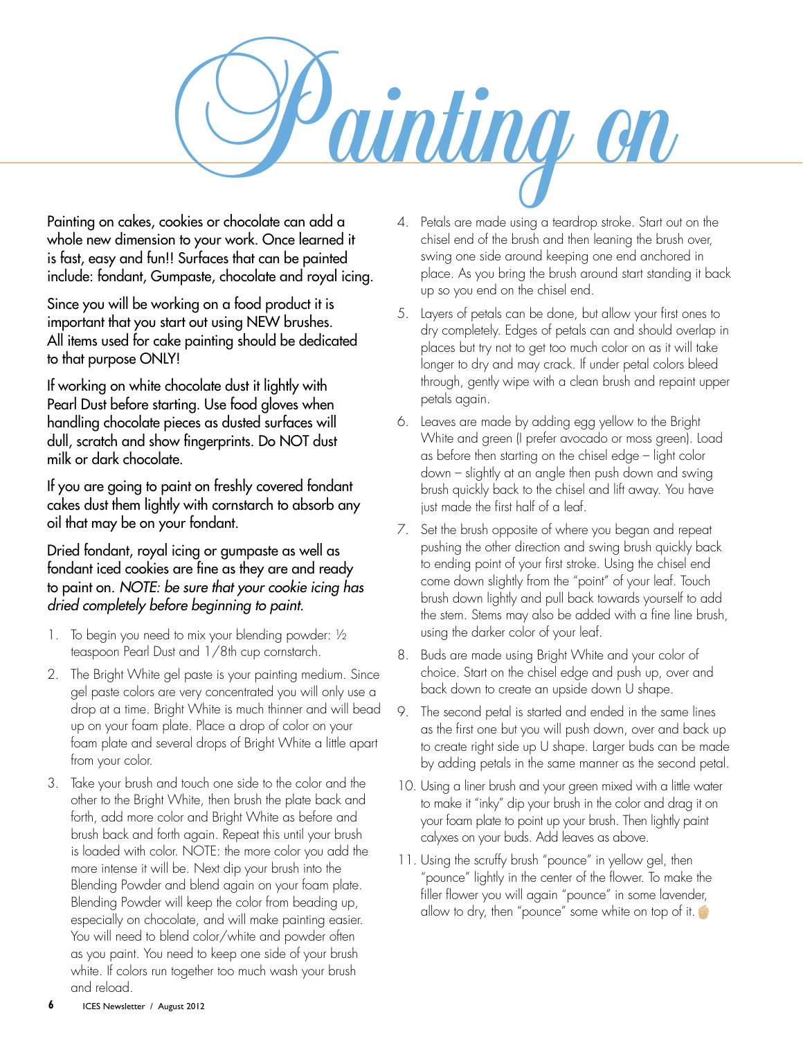# Painting on

Painting on cakes, cookies or chocolate can add a whole new dimension to your work. Once learned it is fast, easy and fun!! Surfaces that can be painted include: fondant, Gumpaste, chocolate and royal icing.

Since you will be working on a food product it is important that you start out using NEW brushes. All items used for cake painting should be dedicated to that purpose ONLY!

If working on white chocolate dust it lightly with Pearl Dust before starting. Use food gloves when handling chocolate pieces as dusted surfaces will dull, scratch and show fingerprints. Do NOT dust milk or dark chocolate.

If you are going to paint on freshly covered fondant cakes dust them lightly with cornstarch to absorb any oil that may be on your fondant.

Dried fondant, royal icing or gumpaste as well as fondant iced cookies are fine as they are and ready to paint on. *NOTE: be sure that your cookie icing has dried completely before beginning to paint.*

1. To begin you need to mix your blending powder: ½ teaspoon Pearl Dust and 1/8th cup cornstarch.
2. The Bright White gel paste is your painting medium. Since gel paste colors are very concentrated you will only use a drop at a time. Bright White is much thinner and will bead up on your foam plate. Place a drop of color on your foam plate and several drops of Bright White a little apart from your color.
3. Take your brush and touch one side to the color and the other to the Bright White, then brush the plate back and forth, add more color and Bright White as before and brush back and forth again. Repeat this until your brush is loaded with color. NOTE: the more color you add the more intense it will be. Next dip your brush into the Blending Powder and blend again on your foam plate. Blending Powder will keep the color from beading up, especially on chocolate, and will make painting easier. You will need to blend color/white and powder often as you paint. You need to keep one side of your brush white. If colors run together too much wash your brush and reload.
4. Petals are made using a teardrop stroke. Start out on the chisel end of the brush and then leaning the brush over, swing one side around keeping one end anchored in place. As you bring the brush around start standing it back up so you end on the chisel end.
5. Layers of petals can be done, but allow your first ones to dry completely. Edges of petals can and should overlap in places but try not to get too much color on as it will take longer to dry and may crack. If under petal colors bleed through, gently wipe with a clean brush and repaint upper petals again.
6. Leaves are made by adding egg yellow to the Bright White and green (I prefer avocado or moss green). Load as before then starting on the chisel edge – light color down – slightly at an angle then push down and swing brush quickly back to the chisel and lift away. You have just made the first half of a leaf.
7. Set the brush opposite of where you began and repeat pushing the other direction and swing brush quickly back to ending point of your first stroke. Using the chisel end come down slightly from the "point" of your leaf. Touch brush down lightly and pull back towards yourself to add the stem. Stems may also be added with a fine line brush, using the darker color of your leaf.
8. Buds are made using Bright White and your color of choice. Start on the chisel edge and push up, over and back down to create an upside down U shape.
9. The second petal is started and ended in the same lines as the first one but you will push down, over and back up to create right side up U shape. Larger buds can be made by adding petals in the same manner as the second petal.
10. Using a liner brush and your green mixed with a little water to make it "inky" dip your brush in the color and drag it on your foam plate to point up your brush. Then lightly paint calyxes on your buds. Add leaves as above.
11. Using the scruffy brush "pounce" in yellow gel, then "pounce" lightly in the center of the flower. To make the filler flower you will again "pounce" in some lavender, allow to dry, then "pounce" some white on top of it.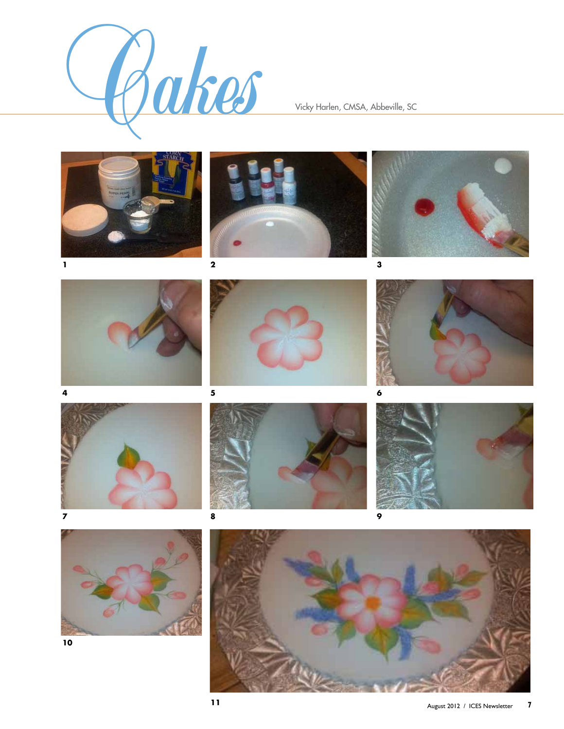# Cakes

Vicky Harlen, CMSA, Abbeville, SC

1

2

3

4

5

6

7

8

9

10

11